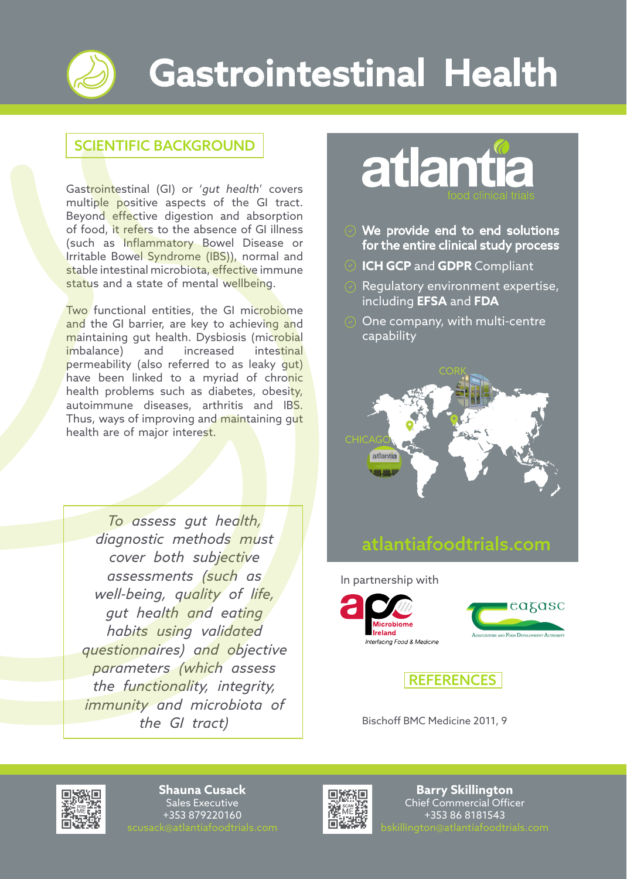# Gastrointestinal Health

## SCIENTIFIC BACKGROUND

Gastrointestinal (GI) or '*gut health*' covers multiple positive aspects of the GI tract. Beyond effective digestion and absorption of food, it refers to the absence of GI illness (such as Inflammatory Bowel Disease or Irritable Bowel Syndrome (IBS)), normal and stable intestinal microbiota, effective immune status and a state of mental wellbeing.

Two functional entities, the GI microbiome and the GI barrier, are key to achieving and maintaining gut health. Dysbiosis (microbial imbalance) and increased intestinal permeability (also referred to as leaky gut) have been linked to a myriad of chronic health problems such as diabetes, obesity, autoimmune diseases, arthritis and IBS. Thus, ways of improving and maintaining gut health are of major interest.

*To assess gut health, diagnostic methods must cover both subjective assessments (such as well-being, quality of life, gut health and eating habits using validated questionnaires) and objective parameters (which assess the functionality, integrity, immunity and microbiota of the GI tract)*

## atlantia
food clinical trials

- **We provide end to end solutions for the entire clinical study process**
- **ICH GCP** and **GDPR** Compliant
- Regulatory environment expertise, including **EFSA** and **FDA**
- One company, with multi-centre capability

CORK

CHICAGO

atlantiafoodtrials.com

In partnership with

APC Microbiome Ireland – Interfacing Food & Medicine

Teagasc – Agriculture and Food Development Authority

## REFERENCES

Bischoff BMC Medicine 2011, 9

**Shauna Cusack**
Sales Executive
+353 879220160
scusack@atlantiafoodtrials.com

**Barry Skillington**
Chief Commercial Officer
+353 86 8181543
bskillington@atlantiafoodtrials.com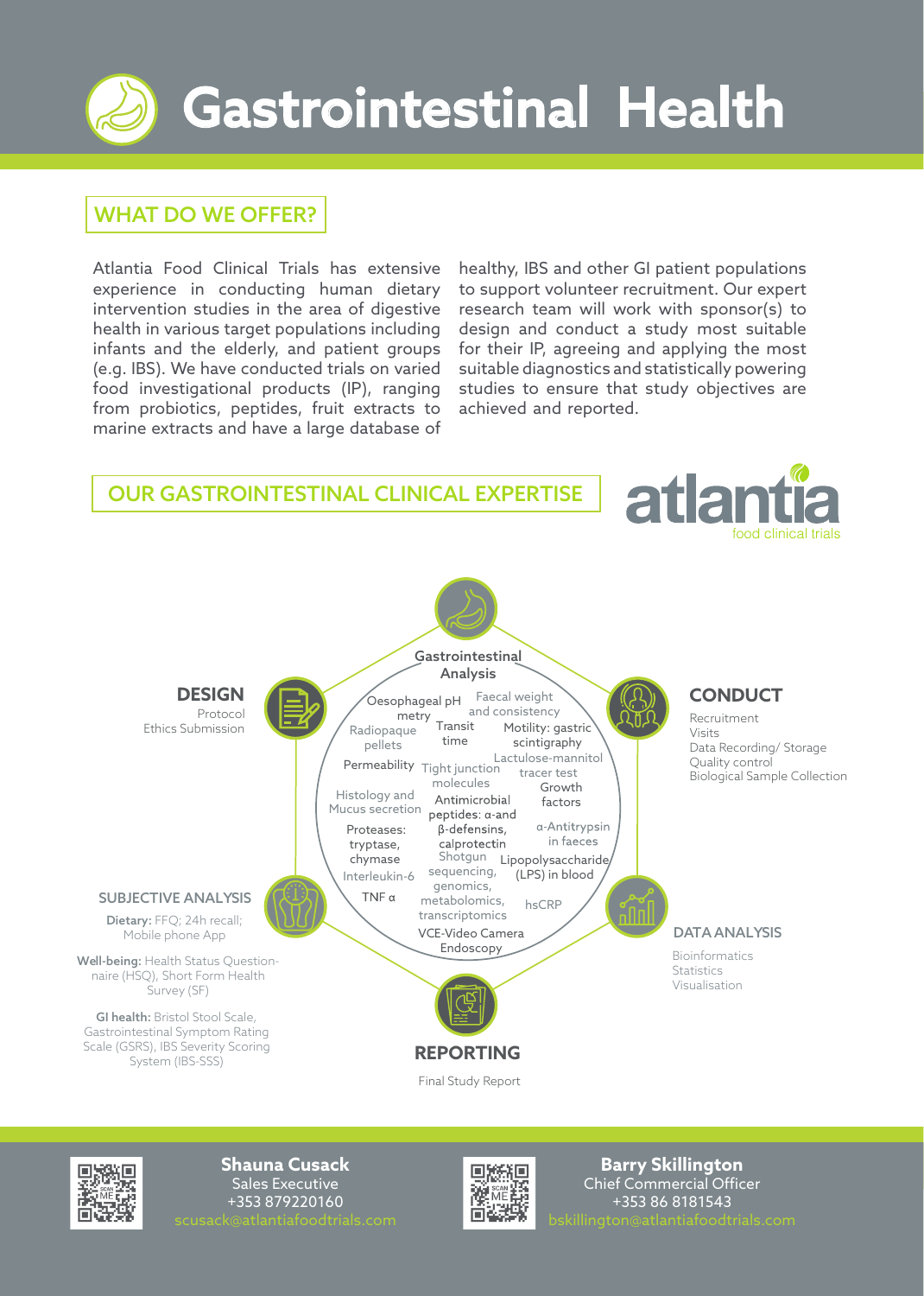# Gastrointestinal Health

## WHAT DO WE OFFER?

Atlantia Food Clinical Trials has extensive experience in conducting human dietary intervention studies in the area of digestive health in various target populations including infants and the elderly, and patient groups (e.g. IBS). We have conducted trials on varied food investigational products (IP), ranging from probiotics, peptides, fruit extracts to marine extracts and have a large database of healthy, IBS and other GI patient populations to support volunteer recruitment. Our expert research team will work with sponsor(s) to design and conduct a study most suitable for their IP, agreeing and applying the most suitable diagnostics and statistically powering studies to ensure that study objectives are achieved and reported.

## OUR GASTROINTESTINAL CLINICAL EXPERTISE

atlantia
food clinical trials

### Gastrointestinal Analysis

Oesophageal pH metry
Faecal weight and consistency
Radiopaque pellets
Transit time
Motility: gastric scintigraphy
Permeability
Tight junction molecules
Lactulose-mannitol tracer test
Growth factors
Histology and Mucus secretion
Antimicrobial peptides: α-and β-defensins, calprotectin
α-Antitrypsin in faeces
Proteases: tryptase, chymase
Shotgun sequencing, genomics, metabolomics, transcriptomics
Lipopolysaccharide (LPS) in blood
Interleukin-6
TNF α
hsCRP
VCE-Video Camera Endoscopy

### DESIGN

Protocol
Ethics Submission

### CONDUCT

Recruitment
Visits
Data Recording/ Storage
Quality control
Biological Sample Collection

### SUBJECTIVE ANALYSIS

**Dietary:** FFQ; 24h recall; Mobile phone App

**Well-being:** Health Status Questionnaire (HSQ), Short Form Health Survey (SF)

**GI health:** Bristol Stool Scale, Gastrointestinal Symptom Rating Scale (GSRS), IBS Severity Scoring System (IBS-SSS)

### DATA ANALYSIS

Bioinformatics
Statistics
Visualisation

### REPORTING

Final Study Report

---

**Shauna Cusack**
Sales Executive
+353 879220160
scusack@atlantiafoodtrials.com

**Barry Skillington**
Chief Commercial Officer
+353 86 8181543
bskillington@atlantiafoodtrials.com